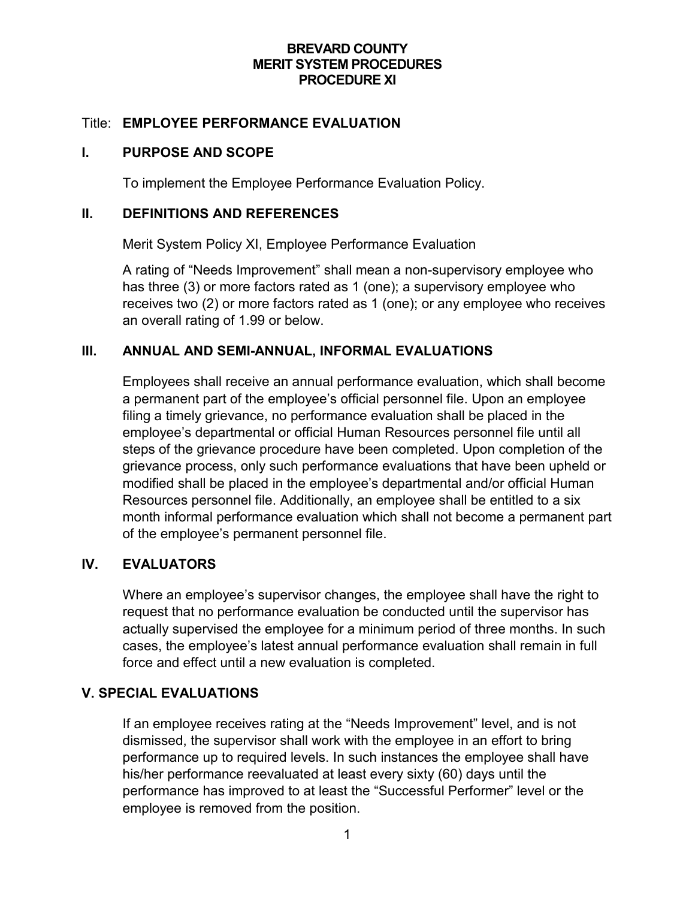# BREVARD COUNTY
# MERIT SYSTEM PROCEDURES
# PROCEDURE XI

Title: **EMPLOYEE PERFORMANCE EVALUATION**

## I. PURPOSE AND SCOPE

To implement the Employee Performance Evaluation Policy.

## II. DEFINITIONS AND REFERENCES

Merit System Policy XI, Employee Performance Evaluation

A rating of "Needs Improvement" shall mean a non-supervisory employee who has three (3) or more factors rated as 1 (one); a supervisory employee who receives two (2) or more factors rated as 1 (one); or any employee who receives an overall rating of 1.99 or below.

## III. ANNUAL AND SEMI-ANNUAL, INFORMAL EVALUATIONS

Employees shall receive an annual performance evaluation, which shall become a permanent part of the employee's official personnel file. Upon an employee filing a timely grievance, no performance evaluation shall be placed in the employee's departmental or official Human Resources personnel file until all steps of the grievance procedure have been completed. Upon completion of the grievance process, only such performance evaluations that have been upheld or modified shall be placed in the employee's departmental and/or official Human Resources personnel file. Additionally, an employee shall be entitled to a six month informal performance evaluation which shall not become a permanent part of the employee's permanent personnel file.

## IV. EVALUATORS

Where an employee's supervisor changes, the employee shall have the right to request that no performance evaluation be conducted until the supervisor has actually supervised the employee for a minimum period of three months. In such cases, the employee's latest annual performance evaluation shall remain in full force and effect until a new evaluation is completed.

## V. SPECIAL EVALUATIONS

If an employee receives rating at the "Needs Improvement" level, and is not dismissed, the supervisor shall work with the employee in an effort to bring performance up to required levels. In such instances the employee shall have his/her performance reevaluated at least every sixty (60) days until the performance has improved to at least the "Successful Performer" level or the employee is removed from the position.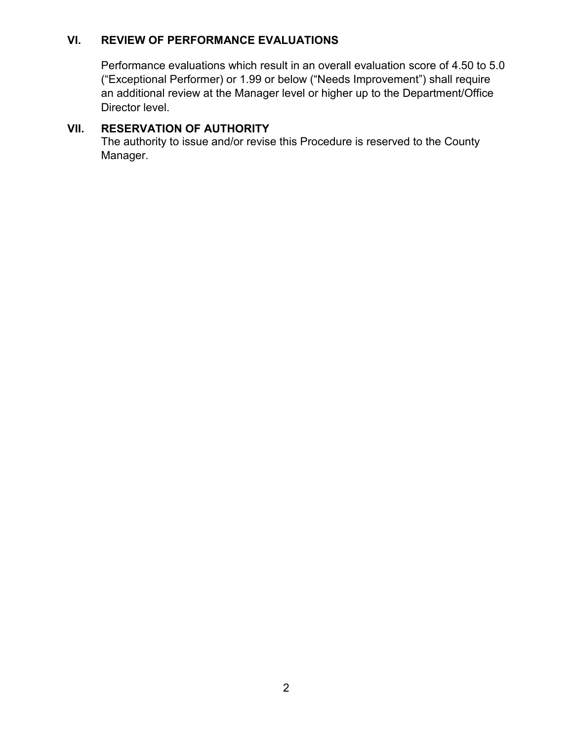## VI. REVIEW OF PERFORMANCE EVALUATIONS

Performance evaluations which result in an overall evaluation score of 4.50 to 5.0 ("Exceptional Performer) or 1.99 or below ("Needs Improvement") shall require an additional review at the Manager level or higher up to the Department/Office Director level.

## VII. RESERVATION OF AUTHORITY

The authority to issue and/or revise this Procedure is reserved to the County Manager.